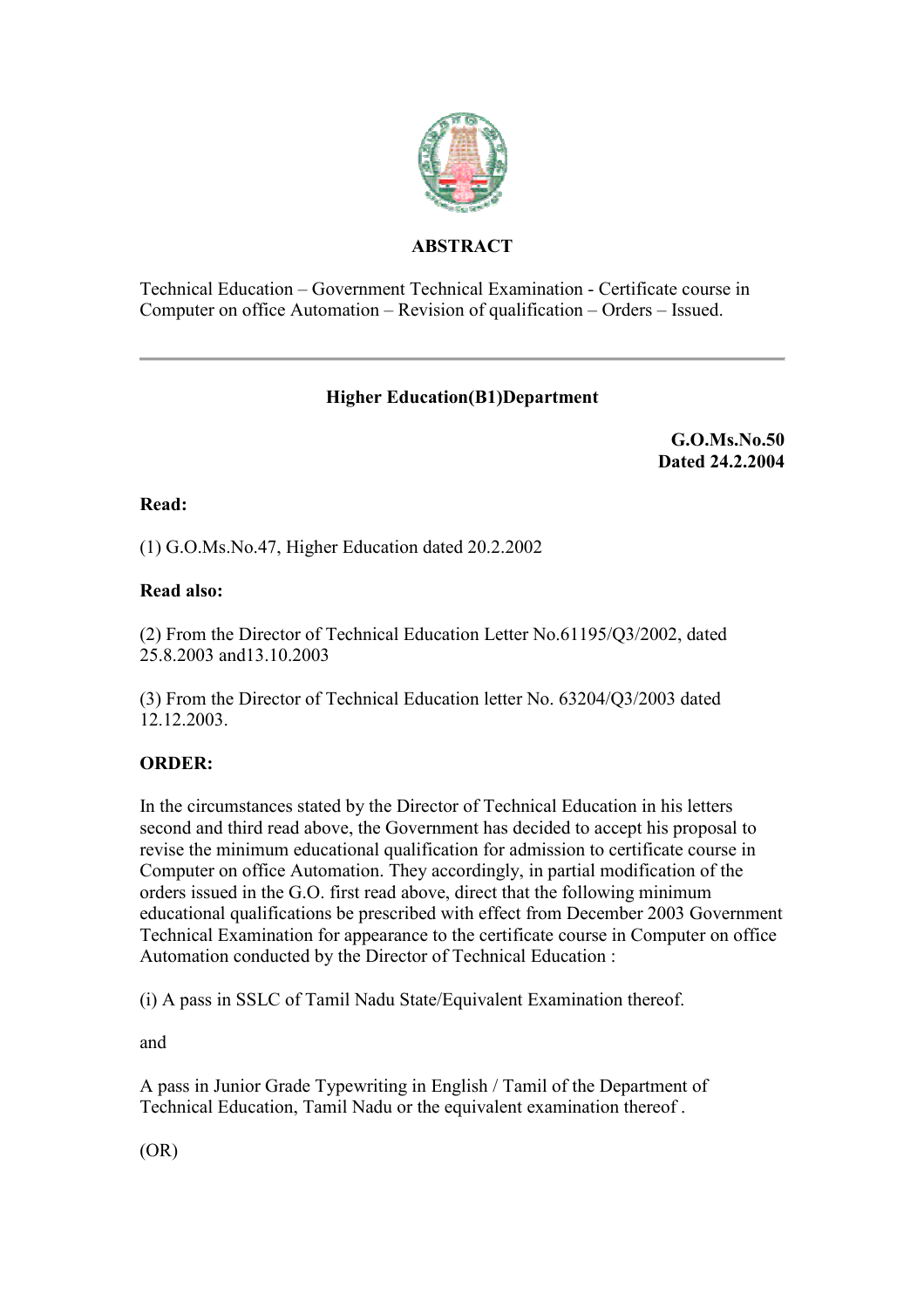**ABSTRACT**

Technical Education – Government Technical Examination - Certificate course in Computer on office Automation – Revision of qualification – Orders – Issued.

---

**Higher Education(B1)Department**

**G.O.Ms.No.50**
**Dated 24.2.2004**

**Read:**

(1) G.O.Ms.No.47, Higher Education dated 20.2.2002

**Read also:**

(2) From the Director of Technical Education Letter No.61195/Q3/2002, dated 25.8.2003 and13.10.2003

(3) From the Director of Technical Education letter No. 63204/Q3/2003 dated 12.12.2003.

**ORDER:**

In the circumstances stated by the Director of Technical Education in his letters second and third read above, the Government has decided to accept his proposal to revise the minimum educational qualification for admission to certificate course in Computer on office Automation. They accordingly, in partial modification of the orders issued in the G.O. first read above, direct that the following minimum educational qualifications be prescribed with effect from December 2003 Government Technical Examination for appearance to the certificate course in Computer on office Automation conducted by the Director of Technical Education :

(i) A pass in SSLC of Tamil Nadu State/Equivalent Examination thereof.

and

A pass in Junior Grade Typewriting in English / Tamil of the Department of Technical Education, Tamil Nadu or the equivalent examination thereof .

(OR)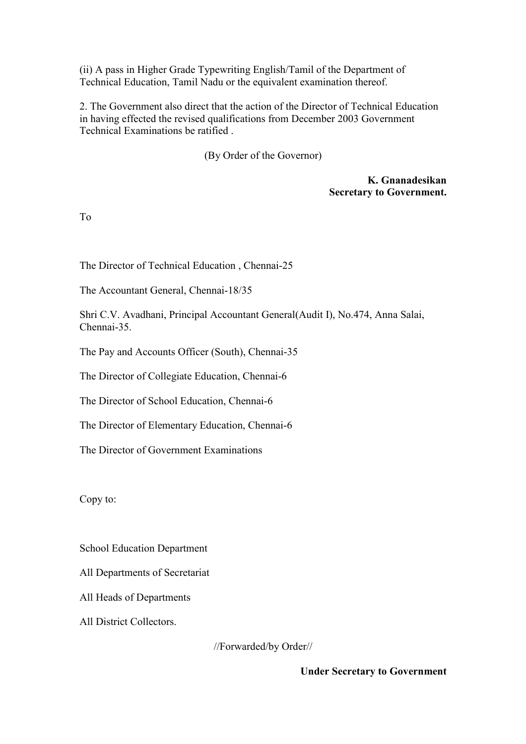(ii) A pass in Higher Grade Typewriting English/Tamil of the Department of Technical Education, Tamil Nadu or the equivalent examination thereof.

2. The Government also direct that the action of the Director of Technical Education in having effected the revised qualifications from December 2003 Government Technical Examinations be ratified .

(By Order of the Governor)

**K. Gnanadesikan**
**Secretary to Government.**

To

The Director of Technical Education , Chennai-25

The Accountant General, Chennai-18/35

Shri C.V. Avadhani, Principal Accountant General(Audit I), No.474, Anna Salai, Chennai-35.

The Pay and Accounts Officer (South), Chennai-35

The Director of Collegiate Education, Chennai-6

The Director of School Education, Chennai-6

The Director of Elementary Education, Chennai-6

The Director of Government Examinations

Copy to:

School Education Department

All Departments of Secretariat

All Heads of Departments

All District Collectors.

//Forwarded/by Order//

**Under Secretary to Government**